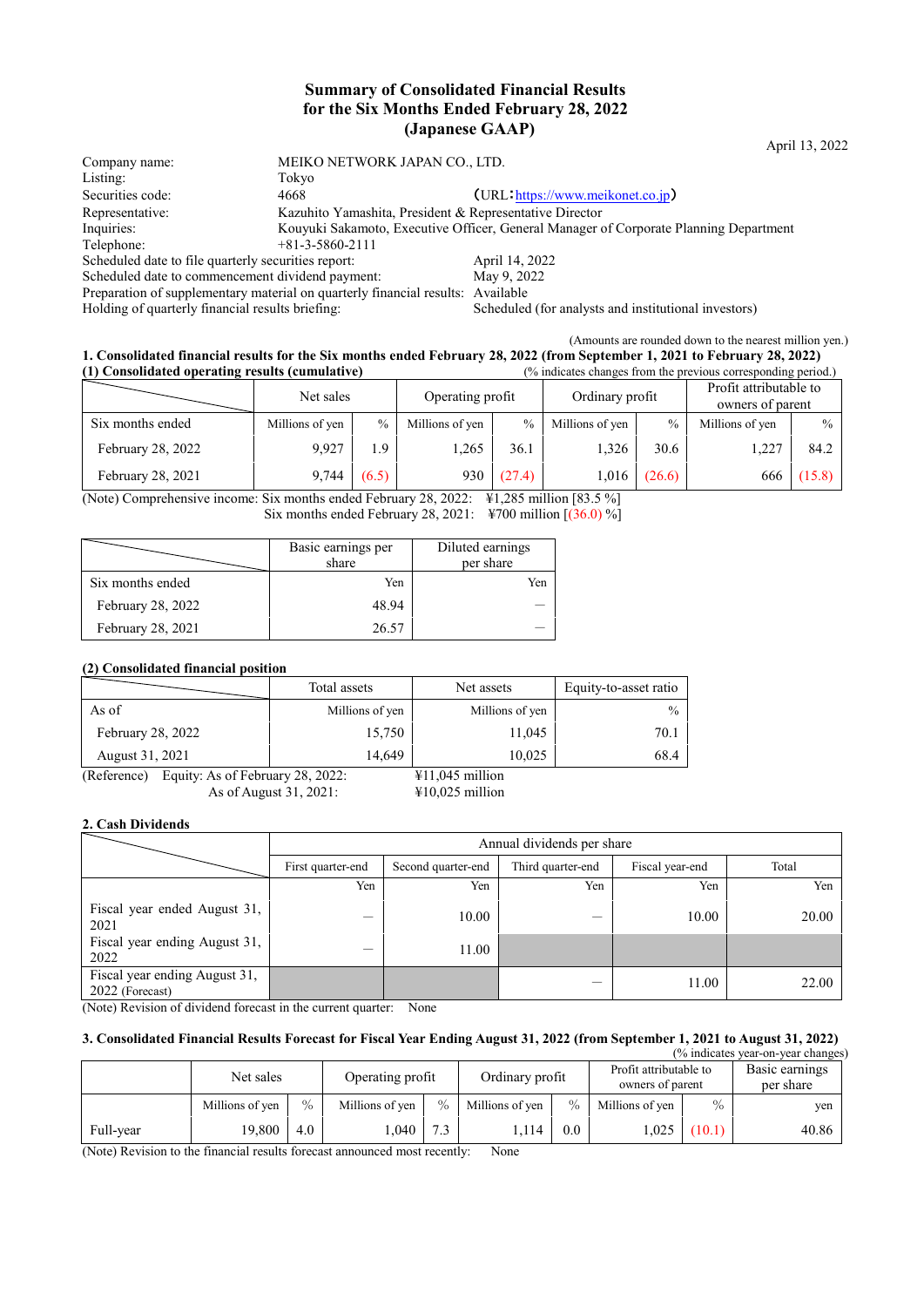# Summary of Consolidated Financial Results for the Six Months Ended February 28, 2022 (Japanese GAAP)

April 13, 2022

| | | |
|---|---|---|
| Company name: | MEIKO NETWORK JAPAN CO., LTD. | |
| Listing: | Tokyo | |
| Securities code: | 4668 | (URL:https://www.meikonet.co.jp) |
| Representative: | Kazuhito Yamashita, President & Representative Director | |
| Inquiries: | Kouyuki Sakamoto, Executive Officer, General Manager of Corporate Planning Department | |
| Telephone: | +81-3-5860-2111 | |

Scheduled date to file quarterly securities report: April 14, 2022
Scheduled date to commencement dividend payment: May 9, 2022
Preparation of supplementary material on quarterly financial results: Available
Holding of quarterly financial results briefing: Scheduled (for analysts and institutional investors)

(Amounts are rounded down to the nearest million yen.)

## 1. Consolidated financial results for the Six months ended February 28, 2022 (from September 1, 2021 to February 28, 2022)

### (1) Consolidated operating results (cumulative)

(% indicates changes from the previous corresponding period.)

| | Net sales | | Operating profit | | Ordinary profit | | Profit attributable to owners of parent | |
|---|---|---|---|---|---|---|---|---|
| Six months ended | Millions of yen | % | Millions of yen | % | Millions of yen | % | Millions of yen | % |
| February 28, 2022 | 9,927 | 1.9 | 1,265 | 36.1 | 1,326 | 30.6 | 1,227 | 84.2 |
| February 28, 2021 | 9,744 | (6.5) | 930 | (27.4) | 1,016 | (26.6) | 666 | (15.8) |

(Note) Comprehensive income: Six months ended February 28, 2022: ¥1,285 million [83.5 %]
Six months ended February 28, 2021: ¥700 million [(36.0) %]

| | Basic earnings per share | Diluted earnings per share |
|---|---|---|
| Six months ended | Yen | Yen |
| February 28, 2022 | 48.94 | — |
| February 28, 2021 | 26.57 | — |

### (2) Consolidated financial position

| | Total assets | Net assets | Equity-to-asset ratio |
|---|---|---|---|
| As of | Millions of yen | Millions of yen | % |
| February 28, 2022 | 15,750 | 11,045 | 70.1 |
| August 31, 2021 | 14,649 | 10,025 | 68.4 |

(Reference) Equity: As of February 28, 2022: ¥11,045 million
As of August 31, 2021: ¥10,025 million

## 2. Cash Dividends

| | Annual dividends per share | | | | |
|---|---|---|---|---|---|
| | First quarter-end | Second quarter-end | Third quarter-end | Fiscal year-end | Total |
| | Yen | Yen | Yen | Yen | Yen |
| Fiscal year ended August 31, 2021 | — | 10.00 | — | 10.00 | 20.00 |
| Fiscal year ending August 31, 2022 | — | 11.00 | | | |
| Fiscal year ending August 31, 2022 (Forecast) | | | — | 11.00 | 22.00 |

(Note) Revision of dividend forecast in the current quarter: None

## 3. Consolidated Financial Results Forecast for Fiscal Year Ending August 31, 2022 (from September 1, 2021 to August 31, 2022)

(% indicates year-on-year changes)

| | Net sales | | Operating profit | | Ordinary profit | | Profit attributable to owners of parent | | Basic earnings per share |
|---|---|---|---|---|---|---|---|---|---|
| | Millions of yen | % | Millions of yen | % | Millions of yen | % | Millions of yen | % | yen |
| Full-year | 19,800 | 4.0 | 1,040 | 7.3 | 1,114 | 0.0 | 1,025 | (10.1) | 40.86 |

(Note) Revision to the financial results forecast announced most recently: None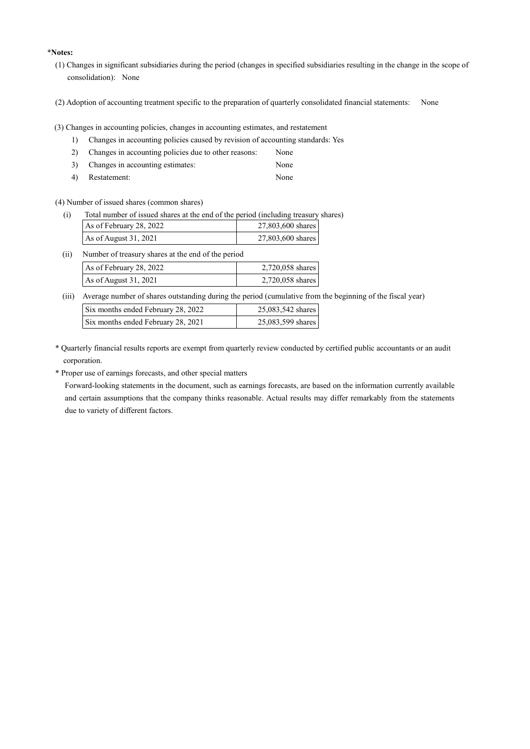**\*Notes:**

(1) Changes in significant subsidiaries during the period (changes in specified subsidiaries resulting in the change in the scope of consolidation): None

(2) Adoption of accounting treatment specific to the preparation of quarterly consolidated financial statements: None

(3) Changes in accounting policies, changes in accounting estimates, and restatement

1) Changes in accounting policies caused by revision of accounting standards: Yes
2) Changes in accounting policies due to other reasons: None
3) Changes in accounting estimates: None
4) Restatement: None

(4) Number of issued shares (common shares)

(i) Total number of issued shares at the end of the period (including treasury shares)

| | |
|---|---|
| As of February 28, 2022 | 27,803,600 shares |
| As of August 31, 2021 | 27,803,600 shares |

(ii) Number of treasury shares at the end of the period

| | |
|---|---|
| As of February 28, 2022 | 2,720,058 shares |
| As of August 31, 2021 | 2,720,058 shares |

(iii) Average number of shares outstanding during the period (cumulative from the beginning of the fiscal year)

| | |
|---|---|
| Six months ended February 28, 2022 | 25,083,542 shares |
| Six months ended February 28, 2021 | 25,083,599 shares |

\* Quarterly financial results reports are exempt from quarterly review conducted by certified public accountants or an audit corporation.

\* Proper use of earnings forecasts, and other special matters

Forward-looking statements in the document, such as earnings forecasts, are based on the information currently available and certain assumptions that the company thinks reasonable. Actual results may differ remarkably from the statements due to variety of different factors.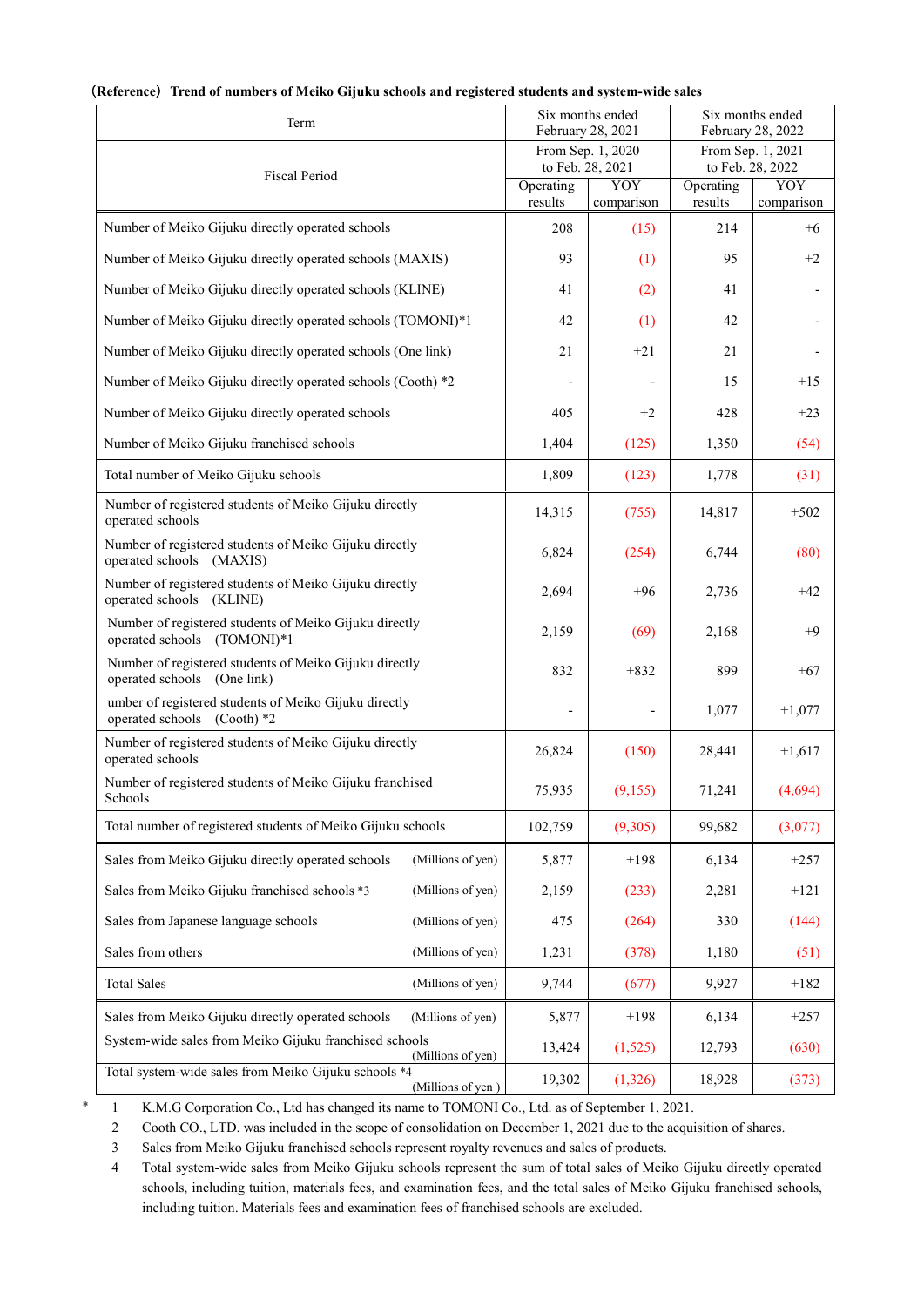**(Reference) Trend of numbers of Meiko Gijuku schools and registered students and system-wide sales**

| Term | | Six months ended February 28, 2021 | | Six months ended February 28, 2022 | |
|---|---|---|---|---|---|
| Fiscal Period | | From Sep. 1, 2020 to Feb. 28, 2021 | | From Sep. 1, 2021 to Feb. 28, 2022 | |
| | | Operating results | YOY comparison | Operating results | YOY comparison |
| Number of Meiko Gijuku directly operated schools | | 208 | (15) | 214 | +6 |
| Number of Meiko Gijuku directly operated schools (MAXIS) | | 93 | (1) | 95 | +2 |
| Number of Meiko Gijuku directly operated schools (KLINE) | | 41 | (2) | 41 | - |
| Number of Meiko Gijuku directly operated schools (TOMONI)*1 | | 42 | (1) | 42 | - |
| Number of Meiko Gijuku directly operated schools (One link) | | 21 | +21 | 21 | - |
| Number of Meiko Gijuku directly operated schools (Cooth) *2 | | - | - | 15 | +15 |
| Number of Meiko Gijuku directly operated schools | | 405 | +2 | 428 | +23 |
| Number of Meiko Gijuku franchised schools | | 1,404 | (125) | 1,350 | (54) |
| Total number of Meiko Gijuku schools | | 1,809 | (123) | 1,778 | (31) |
| Number of registered students of Meiko Gijuku directly operated schools | | 14,315 | (755) | 14,817 | +502 |
| Number of registered students of Meiko Gijuku directly operated schools (MAXIS) | | 6,824 | (254) | 6,744 | (80) |
| Number of registered students of Meiko Gijuku directly operated schools (KLINE) | | 2,694 | +96 | 2,736 | +42 |
| Number of registered students of Meiko Gijuku directly operated schools (TOMONI)*1 | | 2,159 | (69) | 2,168 | +9 |
| Number of registered students of Meiko Gijuku directly operated schools (One link) | | 832 | +832 | 899 | +67 |
| umber of registered students of Meiko Gijuku directly operated schools (Cooth) *2 | | - | - | 1,077 | +1,077 |
| Number of registered students of Meiko Gijuku directly operated schools | | 26,824 | (150) | 28,441 | +1,617 |
| Number of registered students of Meiko Gijuku franchised Schools | | 75,935 | (9,155) | 71,241 | (4,694) |
| Total number of registered students of Meiko Gijuku schools | | 102,759 | (9,305) | 99,682 | (3,077) |
| Sales from Meiko Gijuku directly operated schools | (Millions of yen) | 5,877 | +198 | 6,134 | +257 |
| Sales from Meiko Gijuku franchised schools *3 | (Millions of yen) | 2,159 | (233) | 2,281 | +121 |
| Sales from Japanese language schools | (Millions of yen) | 475 | (264) | 330 | (144) |
| Sales from others | (Millions of yen) | 1,231 | (378) | 1,180 | (51) |
| Total Sales | (Millions of yen) | 9,744 | (677) | 9,927 | +182 |
| Sales from Meiko Gijuku directly operated schools | (Millions of yen) | 5,877 | +198 | 6,134 | +257 |
| System-wide sales from Meiko Gijuku franchised schools | (Millions of yen) | 13,424 | (1,525) | 12,793 | (630) |
| Total system-wide sales from Meiko Gijuku schools *4 | (Millions of yen ) | 19,302 | (1,326) | 18,928 | (373) |

\* 1 K.M.G Corporation Co., Ltd has changed its name to TOMONI Co., Ltd. as of September 1, 2021.

2 Cooth CO., LTD. was included in the scope of consolidation on December 1, 2021 due to the acquisition of shares.

3 Sales from Meiko Gijuku franchised schools represent royalty revenues and sales of products.

4 Total system-wide sales from Meiko Gijuku schools represent the sum of total sales of Meiko Gijuku directly operated schools, including tuition, materials fees, and examination fees, and the total sales of Meiko Gijuku franchised schools, including tuition. Materials fees and examination fees of franchised schools are excluded.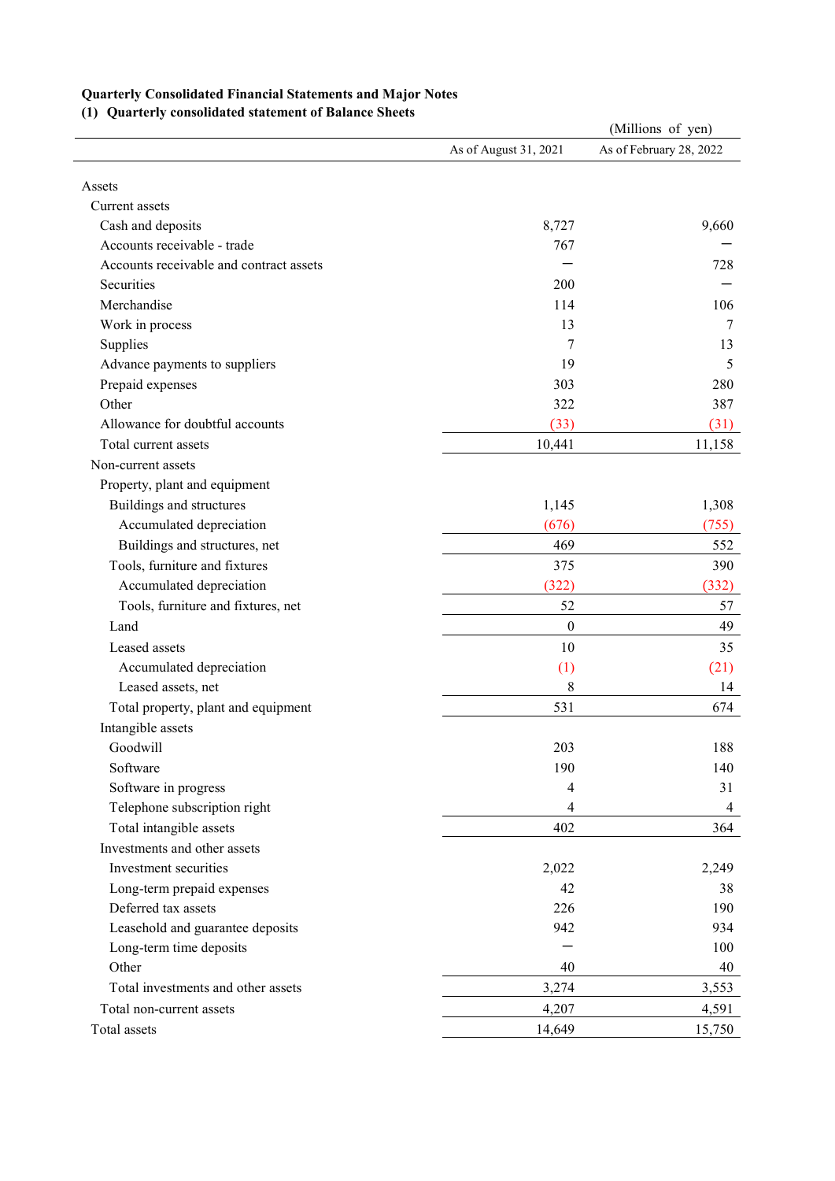**Quarterly Consolidated Financial Statements and Major Notes**

**(1) Quarterly consolidated statement of Balance Sheets**

(Millions of yen)

| | As of August 31, 2021 | As of February 28, 2022 |
|---|---|---|
| Assets | | |
| Current assets | | |
| Cash and deposits | 8,727 | 9,660 |
| Accounts receivable - trade | 767 | ― |
| Accounts receivable and contract assets | ― | 728 |
| Securities | 200 | ― |
| Merchandise | 114 | 106 |
| Work in process | 13 | 7 |
| Supplies | 7 | 13 |
| Advance payments to suppliers | 19 | 5 |
| Prepaid expenses | 303 | 280 |
| Other | 322 | 387 |
| Allowance for doubtful accounts | (33) | (31) |
| Total current assets | 10,441 | 11,158 |
| Non-current assets | | |
| Property, plant and equipment | | |
| Buildings and structures | 1,145 | 1,308 |
| Accumulated depreciation | (676) | (755) |
| Buildings and structures, net | 469 | 552 |
| Tools, furniture and fixtures | 375 | 390 |
| Accumulated depreciation | (322) | (332) |
| Tools, furniture and fixtures, net | 52 | 57 |
| Land | 0 | 49 |
| Leased assets | 10 | 35 |
| Accumulated depreciation | (1) | (21) |
| Leased assets, net | 8 | 14 |
| Total property, plant and equipment | 531 | 674 |
| Intangible assets | | |
| Goodwill | 203 | 188 |
| Software | 190 | 140 |
| Software in progress | 4 | 31 |
| Telephone subscription right | 4 | 4 |
| Total intangible assets | 402 | 364 |
| Investments and other assets | | |
| Investment securities | 2,022 | 2,249 |
| Long-term prepaid expenses | 42 | 38 |
| Deferred tax assets | 226 | 190 |
| Leasehold and guarantee deposits | 942 | 934 |
| Long-term time deposits | ― | 100 |
| Other | 40 | 40 |
| Total investments and other assets | 3,274 | 3,553 |
| Total non-current assets | 4,207 | 4,591 |
| Total assets | 14,649 | 15,750 |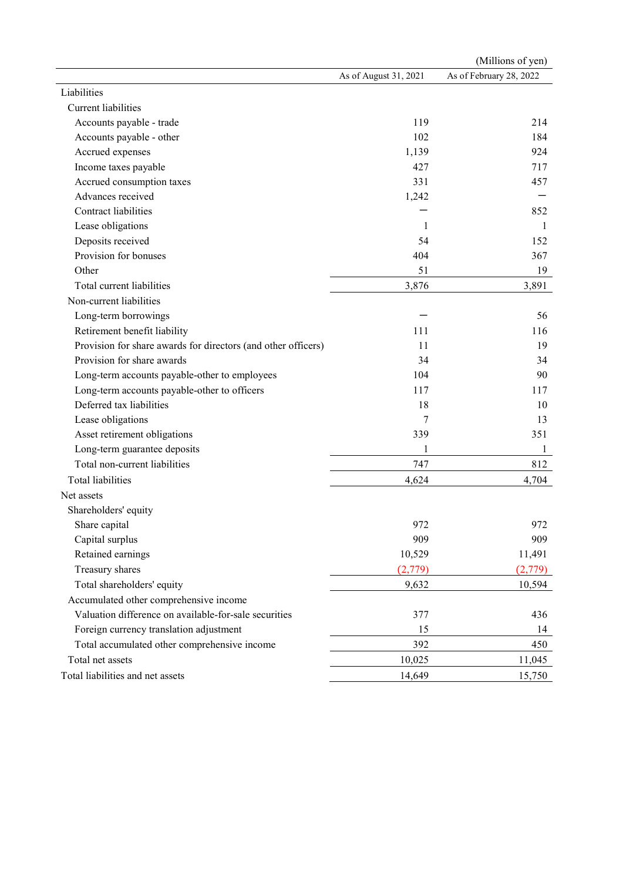(Millions of yen)

| | As of August 31, 2021 | As of February 28, 2022 |
|---|---|---|
| Liabilities | | |
| Current liabilities | | |
| Accounts payable - trade | 119 | 214 |
| Accounts payable - other | 102 | 184 |
| Accrued expenses | 1,139 | 924 |
| Income taxes payable | 427 | 717 |
| Accrued consumption taxes | 331 | 457 |
| Advances received | 1,242 | － |
| Contract liabilities | － | 852 |
| Lease obligations | 1 | 1 |
| Deposits received | 54 | 152 |
| Provision for bonuses | 404 | 367 |
| Other | 51 | 19 |
| Total current liabilities | 3,876 | 3,891 |
| Non-current liabilities | | |
| Long-term borrowings | － | 56 |
| Retirement benefit liability | 111 | 116 |
| Provision for share awards for directors (and other officers) | 11 | 19 |
| Provision for share awards | 34 | 34 |
| Long-term accounts payable-other to employees | 104 | 90 |
| Long-term accounts payable-other to officers | 117 | 117 |
| Deferred tax liabilities | 18 | 10 |
| Lease obligations | 7 | 13 |
| Asset retirement obligations | 339 | 351 |
| Long-term guarantee deposits | 1 | 1 |
| Total non-current liabilities | 747 | 812 |
| Total liabilities | 4,624 | 4,704 |
| Net assets | | |
| Shareholders' equity | | |
| Share capital | 972 | 972 |
| Capital surplus | 909 | 909 |
| Retained earnings | 10,529 | 11,491 |
| Treasury shares | (2,779) | (2,779) |
| Total shareholders' equity | 9,632 | 10,594 |
| Accumulated other comprehensive income | | |
| Valuation difference on available-for-sale securities | 377 | 436 |
| Foreign currency translation adjustment | 15 | 14 |
| Total accumulated other comprehensive income | 392 | 450 |
| Total net assets | 10,025 | 11,045 |
| Total liabilities and net assets | 14,649 | 15,750 |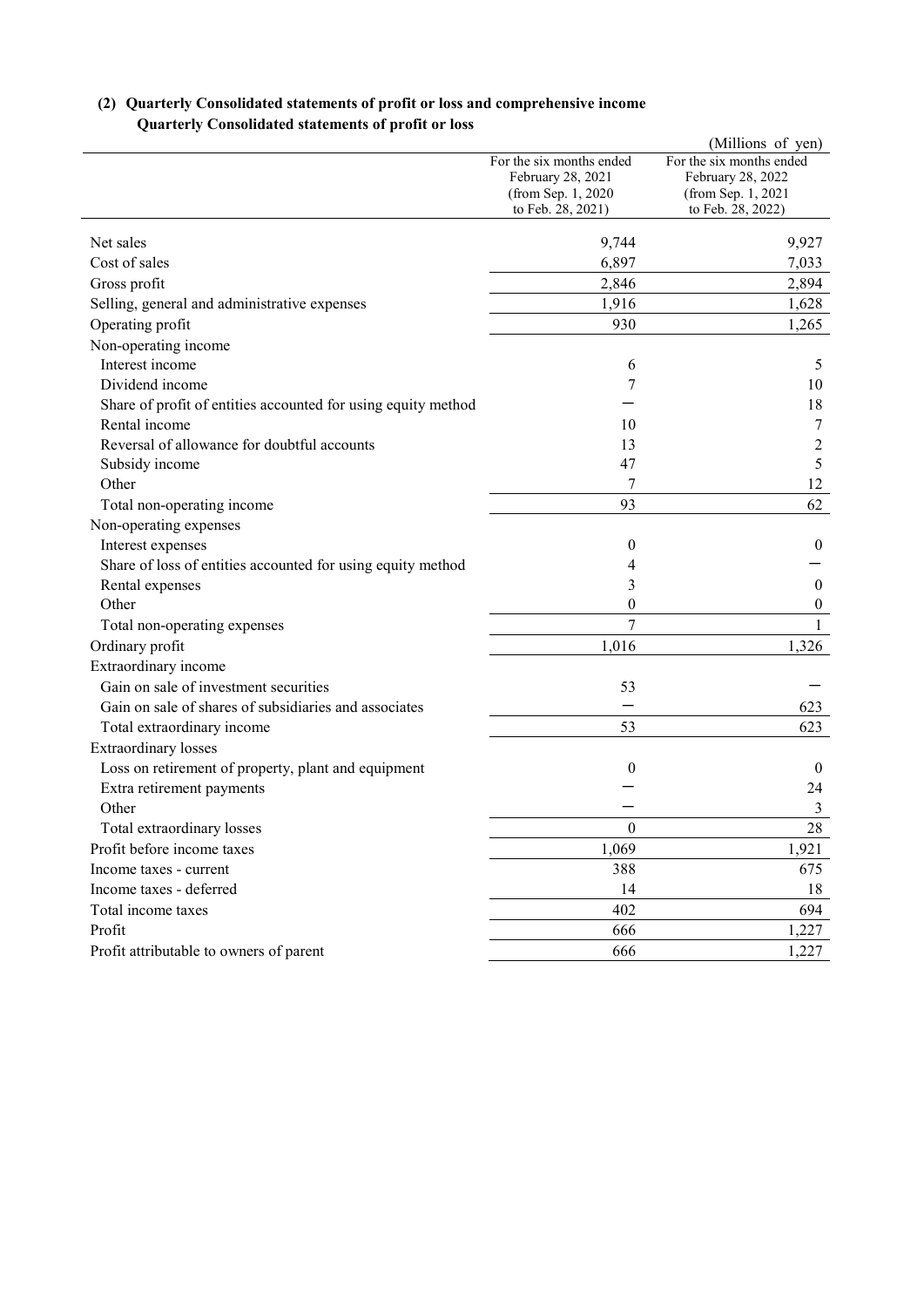## (2) Quarterly Consolidated statements of profit or loss and comprehensive income

### Quarterly Consolidated statements of profit or loss

(Millions of yen)

| | For the six months ended February 28, 2021 (from Sep. 1, 2020 to Feb. 28, 2021) | For the six months ended February 28, 2022 (from Sep. 1, 2021 to Feb. 28, 2022) |
|---|---|---|
| Net sales | 9,744 | 9,927 |
| Cost of sales | 6,897 | 7,033 |
| Gross profit | 2,846 | 2,894 |
| Selling, general and administrative expenses | 1,916 | 1,628 |
| Operating profit | 930 | 1,265 |
| Non-operating income | | |
| Interest income | 6 | 5 |
| Dividend income | 7 | 10 |
| Share of profit of entities accounted for using equity method | ー | 18 |
| Rental income | 10 | 7 |
| Reversal of allowance for doubtful accounts | 13 | 2 |
| Subsidy income | 47 | 5 |
| Other | 7 | 12 |
| Total non-operating income | 93 | 62 |
| Non-operating expenses | | |
| Interest expenses | 0 | 0 |
| Share of loss of entities accounted for using equity method | 4 | ー |
| Rental expenses | 3 | 0 |
| Other | 0 | 0 |
| Total non-operating expenses | 7 | 1 |
| Ordinary profit | 1,016 | 1,326 |
| Extraordinary income | | |
| Gain on sale of investment securities | 53 | ー |
| Gain on sale of shares of subsidiaries and associates | ー | 623 |
| Total extraordinary income | 53 | 623 |
| Extraordinary losses | | |
| Loss on retirement of property, plant and equipment | 0 | 0 |
| Extra retirement payments | ー | 24 |
| Other | ー | 3 |
| Total extraordinary losses | 0 | 28 |
| Profit before income taxes | 1,069 | 1,921 |
| Income taxes - current | 388 | 675 |
| Income taxes - deferred | 14 | 18 |
| Total income taxes | 402 | 694 |
| Profit | 666 | 1,227 |
| Profit attributable to owners of parent | 666 | 1,227 |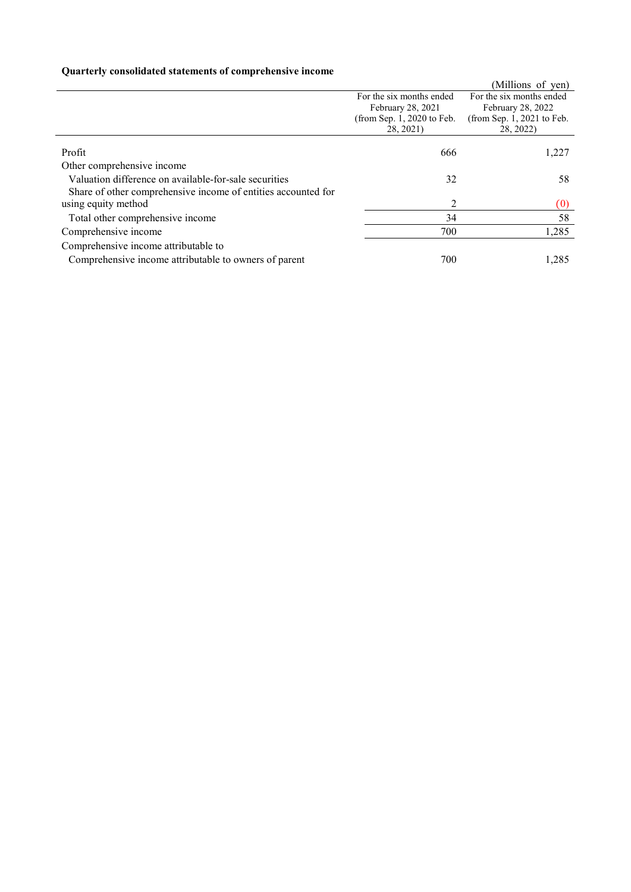**Quarterly consolidated statements of comprehensive income**

(Millions of yen)

| | For the six months ended February 28, 2021 (from Sep. 1, 2020 to Feb. 28, 2021) | For the six months ended February 28, 2022 (from Sep. 1, 2021 to Feb. 28, 2022) |
|---|---|---|
| Profit | 666 | 1,227 |
| Other comprehensive income | | |
| Valuation difference on available-for-sale securities | 32 | 58 |
| Share of other comprehensive income of entities accounted for using equity method | 2 | (0) |
| Total other comprehensive income | 34 | 58 |
| Comprehensive income | 700 | 1,285 |
| Comprehensive income attributable to | | |
| Comprehensive income attributable to owners of parent | 700 | 1,285 |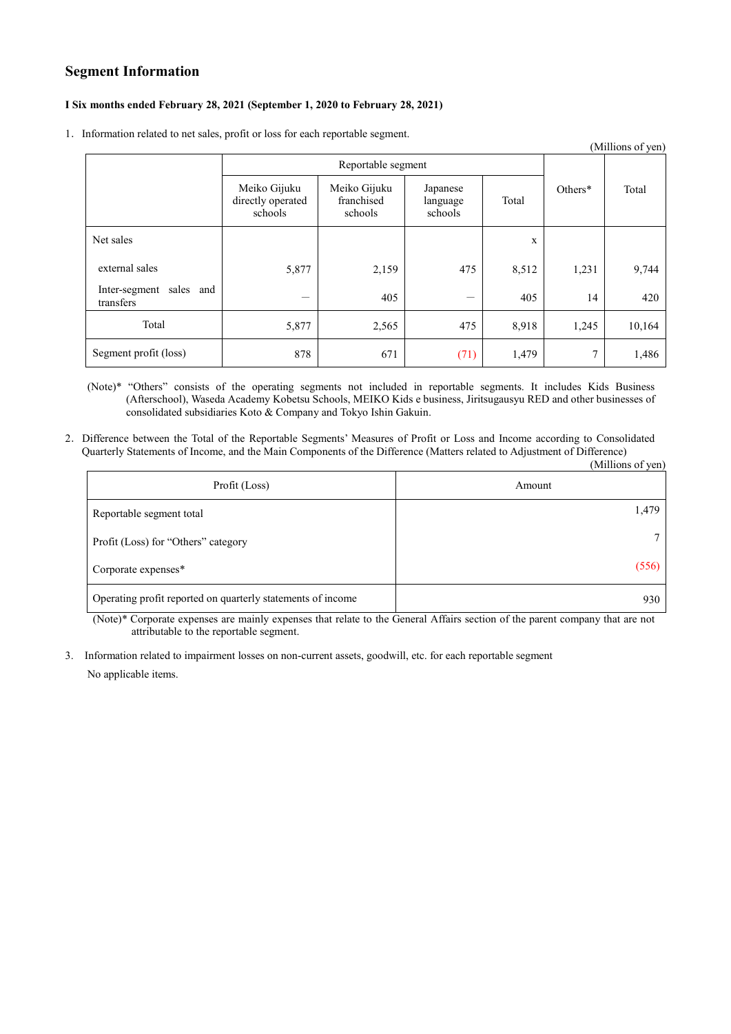## Segment Information

**I Six months ended February 28, 2021 (September 1, 2020 to February 28, 2021)**

1. Information related to net sales, profit or loss for each reportable segment.

(Millions of yen)

| | Reportable segment | | | | Others* | Total |
|---|---|---|---|---|---|---|
| | Meiko Gijuku directly operated schools | Meiko Gijuku franchised schools | Japanese language schools | Total | | |
| Net sales | | | | x | | |
| external sales | 5,877 | 2,159 | 475 | 8,512 | 1,231 | 9,744 |
| Inter-segment sales and transfers | — | 405 | — | 405 | 14 | 420 |
| Total | 5,877 | 2,565 | 475 | 8,918 | 1,245 | 10,164 |
| Segment profit (loss) | 878 | 671 | (71) | 1,479 | 7 | 1,486 |

(Note)* "Others" consists of the operating segments not included in reportable segments. It includes Kids Business (Afterschool), Waseda Academy Kobetsu Schools, MEIKO Kids e business, Jiritsugausyu RED and other businesses of consolidated subsidiaries Koto & Company and Tokyo Ishin Gakuin.

2. Difference between the Total of the Reportable Segments' Measures of Profit or Loss and Income according to Consolidated Quarterly Statements of Income, and the Main Components of the Difference (Matters related to Adjustment of Difference)

(Millions of yen)

| Profit (Loss) | Amount |
|---|---|
| Reportable segment total | 1,479 |
| Profit (Loss) for "Others" category | 7 |
| Corporate expenses* | (556) |
| Operating profit reported on quarterly statements of income | 930 |

(Note)* Corporate expenses are mainly expenses that relate to the General Affairs section of the parent company that are not attributable to the reportable segment.

3. Information related to impairment losses on non-current assets, goodwill, etc. for each reportable segment

No applicable items.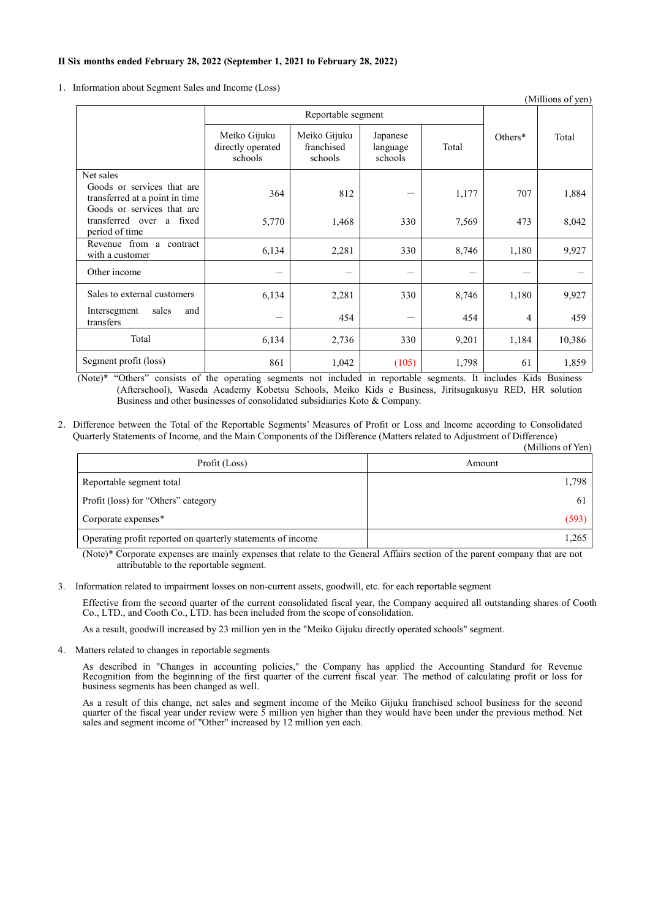**II Six months ended February 28, 2022 (September 1, 2021 to February 28, 2022)**

1. Information about Segment Sales and Income (Loss)

(Millions of yen)

| | Reportable segment | | | | Others* | Total |
|---|---|---|---|---|---|---|
| | Meiko Gijuku directly operated schools | Meiko Gijuku franchised schools | Japanese language schools | Total | | |
| Net sales<br>Goods or services that are transferred at a point in time | 364 | 812 | — | 1,177 | 707 | 1,884 |
| Goods or services that are transferred over a fixed period of time | 5,770 | 1,468 | 330 | 7,569 | 473 | 8,042 |
| Revenue from a contract with a customer | 6,134 | 2,281 | 330 | 8,746 | 1,180 | 9,927 |
| Other income | — | — | — | — | — | — |
| Sales to external customers | 6,134 | 2,281 | 330 | 8,746 | 1,180 | 9,927 |
| Intersegment sales and transfers | — | 454 | — | 454 | 4 | 459 |
| Total | 6,134 | 2,736 | 330 | 9,201 | 1,184 | 10,386 |
| Segment profit (loss) | 861 | 1,042 | (105) | 1,798 | 61 | 1,859 |

(Note)* "Others" consists of the operating segments not included in reportable segments. It includes Kids Business (Afterschool), Waseda Academy Kobetsu Schools, Meiko Kids e Business, Jiritsugakusyu RED, HR solution Business and other businesses of consolidated subsidiaries Koto & Company.

2. Difference between the Total of the Reportable Segments' Measures of Profit or Loss and Income according to Consolidated Quarterly Statements of Income, and the Main Components of the Difference (Matters related to Adjustment of Difference)

(Millions of Yen)

| Profit (Loss) | Amount |
|---|---|
| Reportable segment total | 1,798 |
| Profit (loss) for "Others" category | 61 |
| Corporate expenses* | (593) |
| Operating profit reported on quarterly statements of income | 1,265 |

(Note)* Corporate expenses are mainly expenses that relate to the General Affairs section of the parent company that are not attributable to the reportable segment.

3. Information related to impairment losses on non-current assets, goodwill, etc. for each reportable segment

Effective from the second quarter of the current consolidated fiscal year, the Company acquired all outstanding shares of Cooth Co., LTD., and Cooth Co., LTD. has been included from the scope of consolidation.

As a result, goodwill increased by 23 million yen in the "Meiko Gijuku directly operated schools" segment.

4. Matters related to changes in reportable segments

As described in "Changes in accounting policies," the Company has applied the Accounting Standard for Revenue Recognition from the beginning of the first quarter of the current fiscal year. The method of calculating profit or loss for business segments has been changed as well.

As a result of this change, net sales and segment income of the Meiko Gijuku franchised school business for the second quarter of the fiscal year under review were 5 million yen higher than they would have been under the previous method. Net sales and segment income of "Other" increased by 12 million yen each.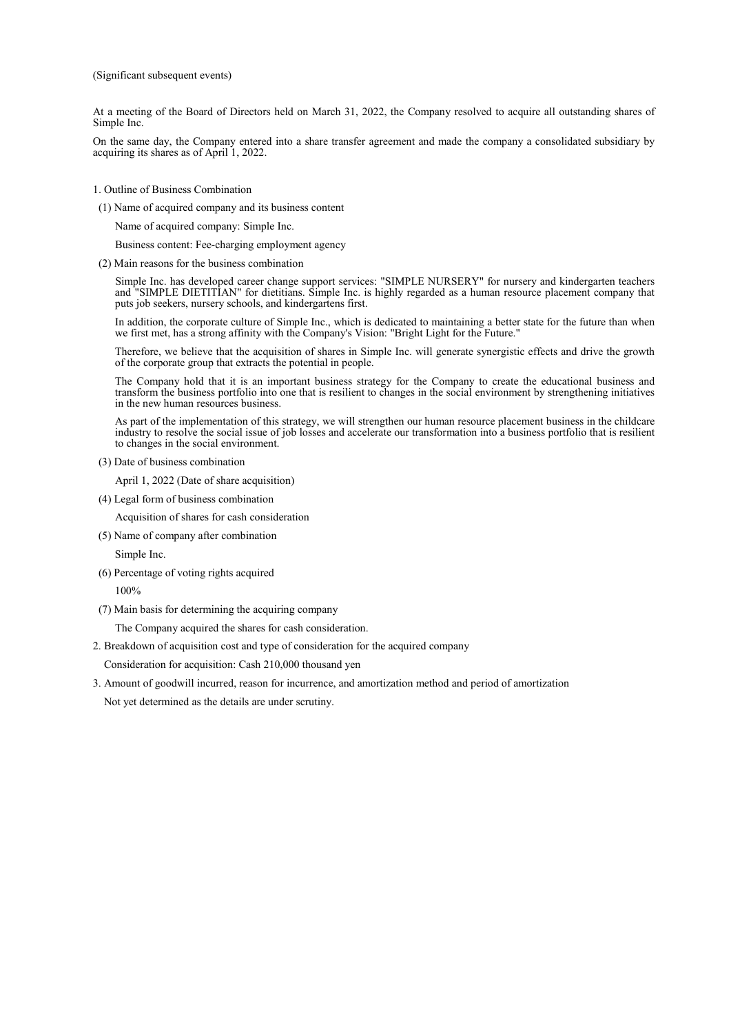(Significant subsequent events)

At a meeting of the Board of Directors held on March 31, 2022, the Company resolved to acquire all outstanding shares of Simple Inc.

On the same day, the Company entered into a share transfer agreement and made the company a consolidated subsidiary by acquiring its shares as of April 1, 2022.

1. Outline of Business Combination

(1) Name of acquired company and its business content

Name of acquired company: Simple Inc.

Business content: Fee-charging employment agency

(2) Main reasons for the business combination

Simple Inc. has developed career change support services: "SIMPLE NURSERY" for nursery and kindergarten teachers and "SIMPLE DIETITIAN" for dietitians. Simple Inc. is highly regarded as a human resource placement company that puts job seekers, nursery schools, and kindergartens first.

In addition, the corporate culture of Simple Inc., which is dedicated to maintaining a better state for the future than when we first met, has a strong affinity with the Company's Vision: "Bright Light for the Future."

Therefore, we believe that the acquisition of shares in Simple Inc. will generate synergistic effects and drive the growth of the corporate group that extracts the potential in people.

The Company hold that it is an important business strategy for the Company to create the educational business and transform the business portfolio into one that is resilient to changes in the social environment by strengthening initiatives in the new human resources business.

As part of the implementation of this strategy, we will strengthen our human resource placement business in the childcare industry to resolve the social issue of job losses and accelerate our transformation into a business portfolio that is resilient to changes in the social environment.

(3) Date of business combination

April 1, 2022 (Date of share acquisition)

(4) Legal form of business combination

Acquisition of shares for cash consideration

(5) Name of company after combination

Simple Inc.

(6) Percentage of voting rights acquired

100%

(7) Main basis for determining the acquiring company

The Company acquired the shares for cash consideration.

2. Breakdown of acquisition cost and type of consideration for the acquired company

Consideration for acquisition: Cash 210,000 thousand yen

3. Amount of goodwill incurred, reason for incurrence, and amortization method and period of amortization

Not yet determined as the details are under scrutiny.